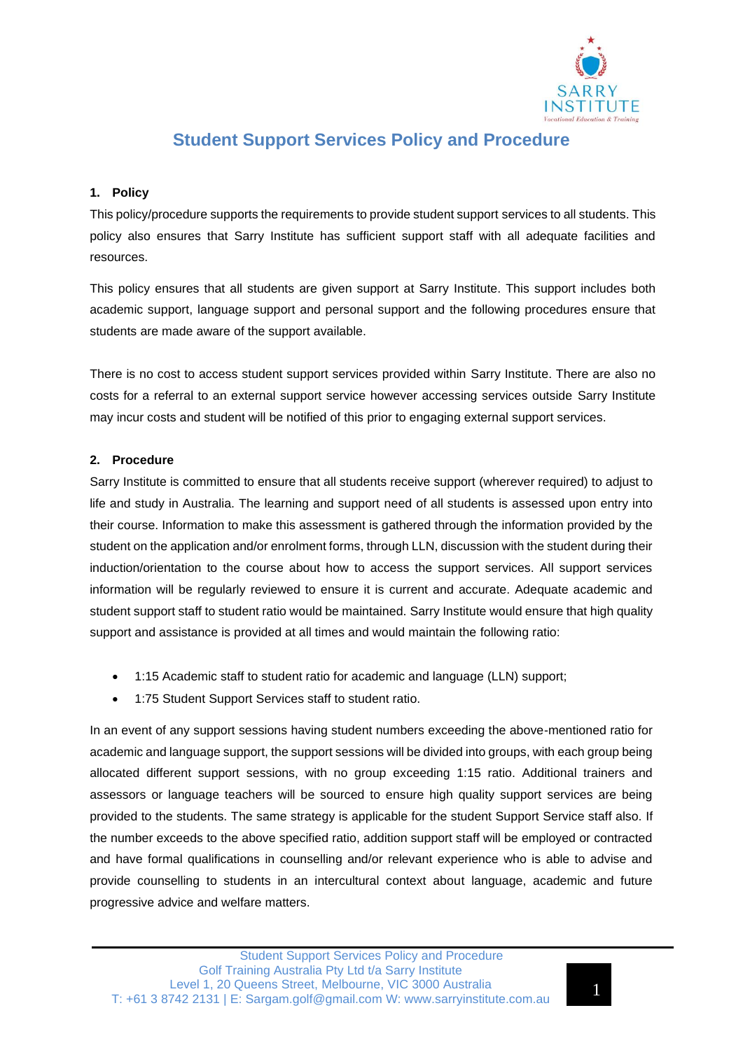# Student Support Services Policy and Procedure

## 1. Policy

This policy/procedure supports the requirements to provide student support services to all students. This policy also ensures that Sarry Institute has sufficient support staff with all adequate facilities and resources.

This policy ensures that all students are given support at Sarry Institute. This support includes both academic support, language support and personal support and the following procedures ensure that students are made aware of the support available.

There is no cost to access student support services provided within Sarry Institute. There are also no costs for a referral to an external support service however accessing services outside Sarry Institute may incur costs and student will be notified of this prior to engaging external support services.

## 2. Procedure

Sarry Institute is committed to ensure that all students receive support (wherever required) to adjust to life and study in Australia. The learning and support need of all students is assessed upon entry into their course. Information to make this assessment is gathered through the information provided by the student on the application and/or enrolment forms, through LLN, discussion with the student during their induction/orientation to the course about how to access the support services. All support services information will be regularly reviewed to ensure it is current and accurate. Adequate academic and student support staff to student ratio would be maintained. Sarry Institute would ensure that high quality support and assistance is provided at all times and would maintain the following ratio:

- 1:15 Academic staff to student ratio for academic and language (LLN) support;
- 1:75 Student Support Services staff to student ratio.

In an event of any support sessions having student numbers exceeding the above-mentioned ratio for academic and language support, the support sessions will be divided into groups, with each group being allocated different support sessions, with no group exceeding 1:15 ratio. Additional trainers and assessors or language teachers will be sourced to ensure high quality support services are being provided to the students. The same strategy is applicable for the student Support Service staff also. If the number exceeds to the above specified ratio, addition support staff will be employed or contracted and have formal qualifications in counselling and/or relevant experience who is able to advise and provide counselling to students in an intercultural context about language, academic and future progressive advice and welfare matters.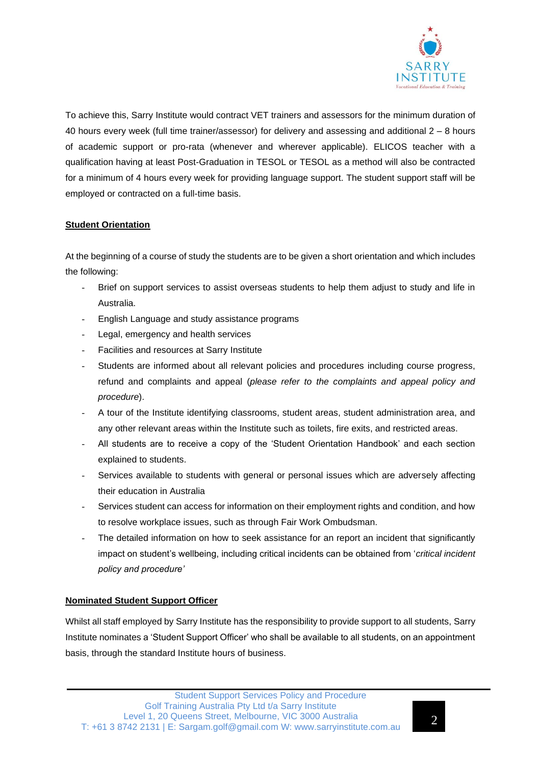To achieve this, Sarry Institute would contract VET trainers and assessors for the minimum duration of 40 hours every week (full time trainer/assessor) for delivery and assessing and additional 2 – 8 hours of academic support or pro-rata (whenever and wherever applicable). ELICOS teacher with a qualification having at least Post-Graduation in TESOL or TESOL as a method will also be contracted for a minimum of 4 hours every week for providing language support. The student support staff will be employed or contracted on a full-time basis.

## Student Orientation

At the beginning of a course of study the students are to be given a short orientation and which includes the following:

- Brief on support services to assist overseas students to help them adjust to study and life in Australia.
- English Language and study assistance programs
- Legal, emergency and health services
- Facilities and resources at Sarry Institute
- Students are informed about all relevant policies and procedures including course progress, refund and complaints and appeal (*please refer to the complaints and appeal policy and procedure*).
- A tour of the Institute identifying classrooms, student areas, student administration area, and any other relevant areas within the Institute such as toilets, fire exits, and restricted areas.
- All students are to receive a copy of the 'Student Orientation Handbook' and each section explained to students.
- Services available to students with general or personal issues which are adversely affecting their education in Australia
- Services student can access for information on their employment rights and condition, and how to resolve workplace issues, such as through Fair Work Ombudsman.
- The detailed information on how to seek assistance for an report an incident that significantly impact on student's wellbeing, including critical incidents can be obtained from '*critical incident policy and procedure'*

## Nominated Student Support Officer

Whilst all staff employed by Sarry Institute has the responsibility to provide support to all students, Sarry Institute nominates a 'Student Support Officer' who shall be available to all students, on an appointment basis, through the standard Institute hours of business.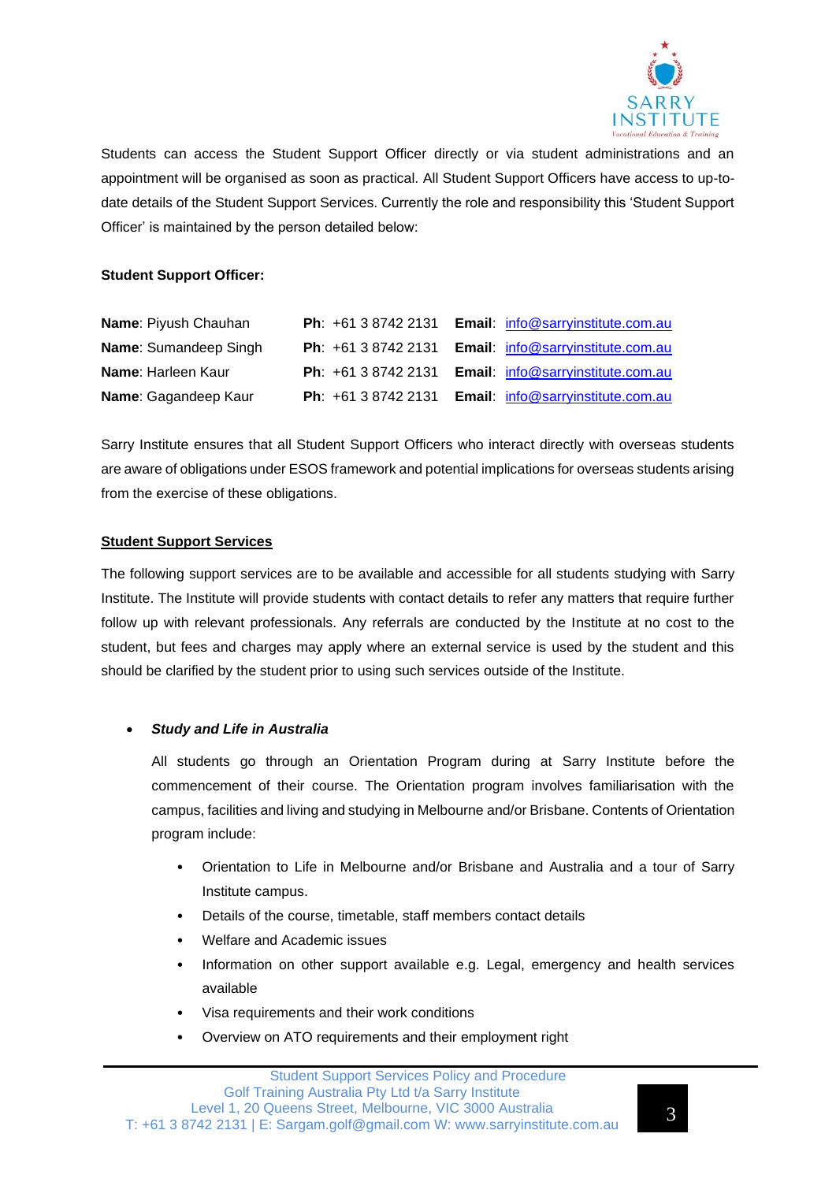Students can access the Student Support Officer directly or via student administrations and an appointment will be organised as soon as practical. All Student Support Officers have access to up-to-date details of the Student Support Services. Currently the role and responsibility this 'Student Support Officer' is maintained by the person detailed below:

**Student Support Officer:**

| | | |
|---|---|---|
| **Name**: Piyush Chauhan | **Ph**: +61 3 8742 2131 | **Email**: info@sarryinstitute.com.au |
| **Name**: Sumandeep Singh | **Ph**: +61 3 8742 2131 | **Email**: info@sarryinstitute.com.au |
| **Name**: Harleen Kaur | **Ph**: +61 3 8742 2131 | **Email**: info@sarryinstitute.com.au |
| **Name**: Gagandeep Kaur | **Ph**: +61 3 8742 2131 | **Email**: info@sarryinstitute.com.au |

Sarry Institute ensures that all Student Support Officers who interact directly with overseas students are aware of obligations under ESOS framework and potential implications for overseas students arising from the exercise of these obligations.

## Student Support Services

The following support services are to be available and accessible for all students studying with Sarry Institute. The Institute will provide students with contact details to refer any matters that require further follow up with relevant professionals. Any referrals are conducted by the Institute at no cost to the student, but fees and charges may apply where an external service is used by the student and this should be clarified by the student prior to using such services outside of the Institute.

- ***Study and Life in Australia***

  All students go through an Orientation Program during at Sarry Institute before the commencement of their course. The Orientation program involves familiarisation with the campus, facilities and living and studying in Melbourne and/or Brisbane. Contents of Orientation program include:

  - Orientation to Life in Melbourne and/or Brisbane and Australia and a tour of Sarry Institute campus.
  - Details of the course, timetable, staff members contact details
  - Welfare and Academic issues
  - Information on other support available e.g. Legal, emergency and health services available
  - Visa requirements and their work conditions
  - Overview on ATO requirements and their employment right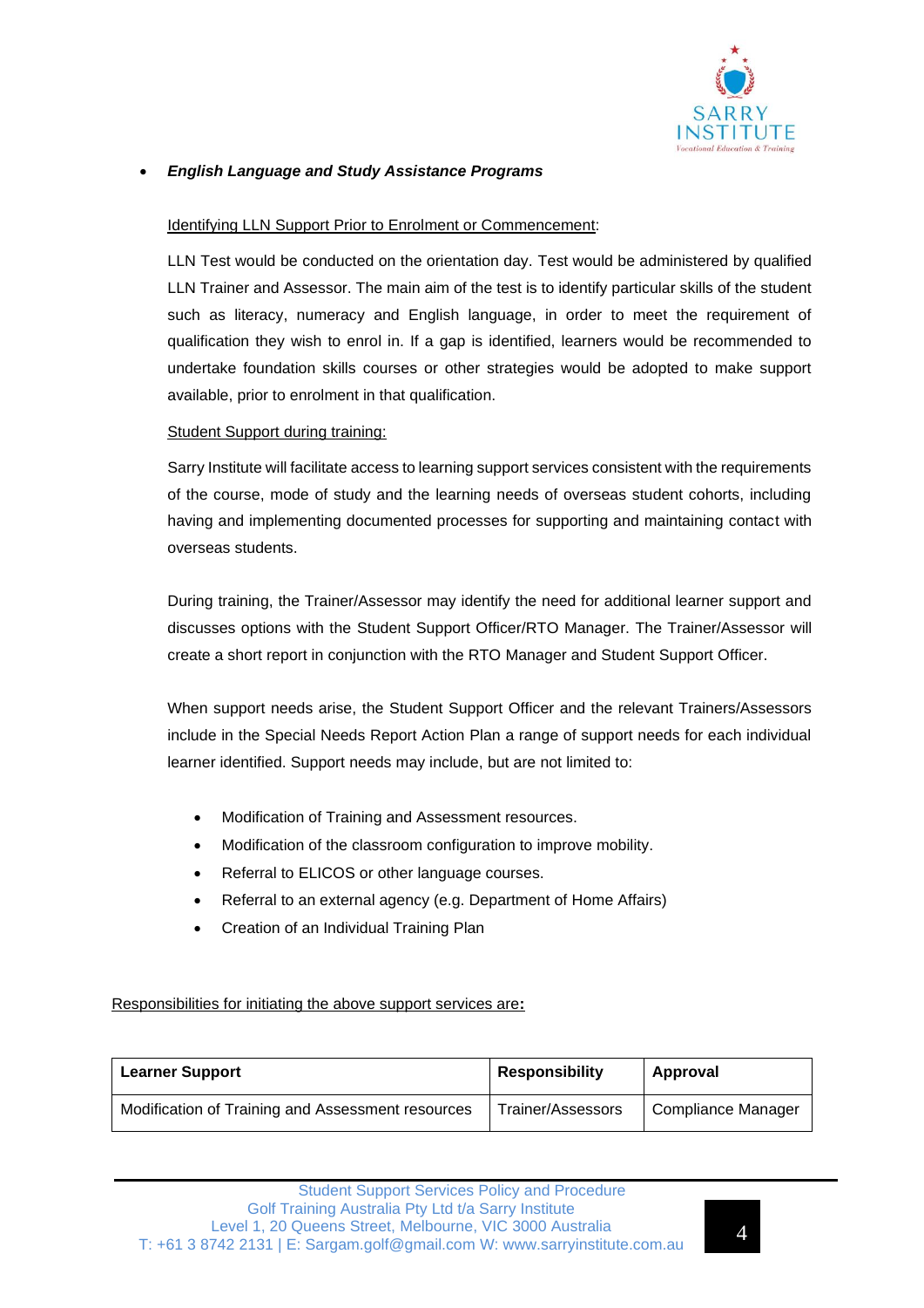- ***English Language and Study Assistance Programs***

<u>Identifying LLN Support Prior to Enrolment or Commencement</u>:

LLN Test would be conducted on the orientation day. Test would be administered by qualified LLN Trainer and Assessor. The main aim of the test is to identify particular skills of the student such as literacy, numeracy and English language, in order to meet the requirement of qualification they wish to enrol in. If a gap is identified, learners would be recommended to undertake foundation skills courses or other strategies would be adopted to make support available, prior to enrolment in that qualification.

<u>Student Support during training:</u>

Sarry Institute will facilitate access to learning support services consistent with the requirements of the course, mode of study and the learning needs of overseas student cohorts, including having and implementing documented processes for supporting and maintaining contact with overseas students.

During training, the Trainer/Assessor may identify the need for additional learner support and discusses options with the Student Support Officer/RTO Manager. The Trainer/Assessor will create a short report in conjunction with the RTO Manager and Student Support Officer.

When support needs arise, the Student Support Officer and the relevant Trainers/Assessors include in the Special Needs Report Action Plan a range of support needs for each individual learner identified. Support needs may include, but are not limited to:

- Modification of Training and Assessment resources.
- Modification of the classroom configuration to improve mobility.
- Referral to ELICOS or other language courses.
- Referral to an external agency (e.g. Department of Home Affairs)
- Creation of an Individual Training Plan

<u>Responsibilities for initiating the above support services are</u>**:**

| **Learner Support** | **Responsibility** | **Approval** |
|---|---|---|
| Modification of Training and Assessment resources | Trainer/Assessors | Compliance Manager |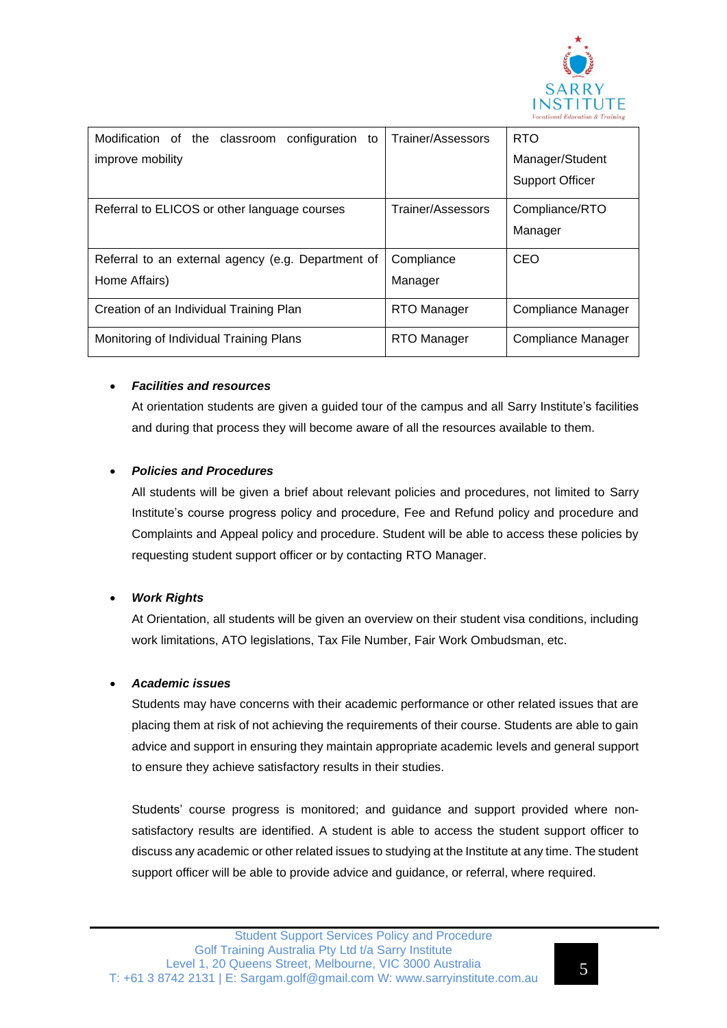| Modification of the classroom configuration to improve mobility | Trainer/Assessors | RTO Manager/Student Support Officer |
|---|---|---|
| Referral to ELICOS or other language courses | Trainer/Assessors | Compliance/RTO Manager |
| Referral to an external agency (e.g. Department of Home Affairs) | Compliance Manager | CEO |
| Creation of an Individual Training Plan | RTO Manager | Compliance Manager |
| Monitoring of Individual Training Plans | RTO Manager | Compliance Manager |

- ***Facilities and resources***

  At orientation students are given a guided tour of the campus and all Sarry Institute's facilities and during that process they will become aware of all the resources available to them.

- ***Policies and Procedures***

  All students will be given a brief about relevant policies and procedures, not limited to Sarry Institute's course progress policy and procedure, Fee and Refund policy and procedure and Complaints and Appeal policy and procedure. Student will be able to access these policies by requesting student support officer or by contacting RTO Manager.

- ***Work Rights***

  At Orientation, all students will be given an overview on their student visa conditions, including work limitations, ATO legislations, Tax File Number, Fair Work Ombudsman, etc.

- ***Academic issues***

  Students may have concerns with their academic performance or other related issues that are placing them at risk of not achieving the requirements of their course. Students are able to gain advice and support in ensuring they maintain appropriate academic levels and general support to ensure they achieve satisfactory results in their studies.

  Students' course progress is monitored; and guidance and support provided where non-satisfactory results are identified. A student is able to access the student support officer to discuss any academic or other related issues to studying at the Institute at any time. The student support officer will be able to provide advice and guidance, or referral, where required.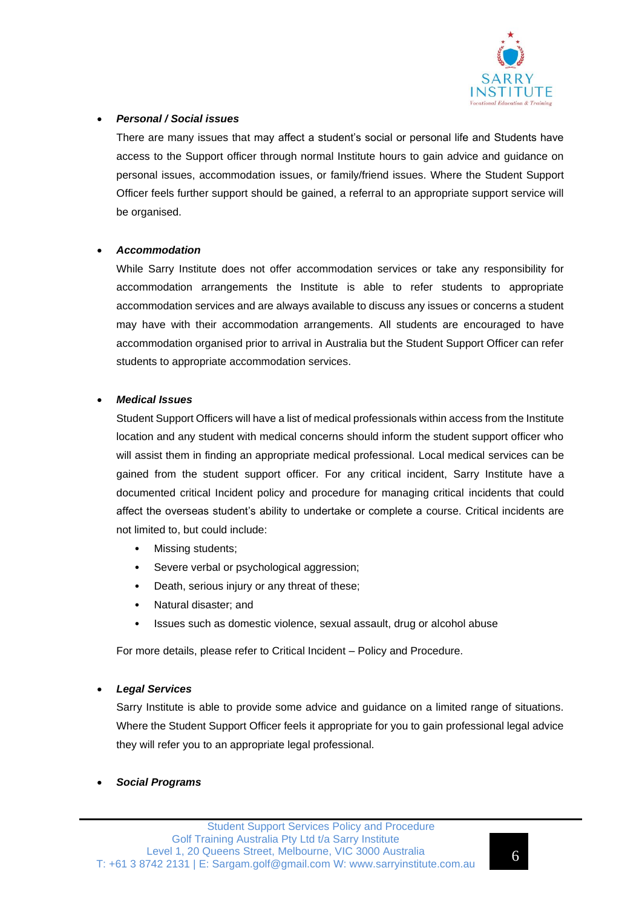- ***Personal / Social issues***

  There are many issues that may affect a student's social or personal life and Students have access to the Support officer through normal Institute hours to gain advice and guidance on personal issues, accommodation issues, or family/friend issues. Where the Student Support Officer feels further support should be gained, a referral to an appropriate support service will be organised.

- ***Accommodation***

  While Sarry Institute does not offer accommodation services or take any responsibility for accommodation arrangements the Institute is able to refer students to appropriate accommodation services and are always available to discuss any issues or concerns a student may have with their accommodation arrangements. All students are encouraged to have accommodation organised prior to arrival in Australia but the Student Support Officer can refer students to appropriate accommodation services.

- ***Medical Issues***

  Student Support Officers will have a list of medical professionals within access from the Institute location and any student with medical concerns should inform the student support officer who will assist them in finding an appropriate medical professional. Local medical services can be gained from the student support officer. For any critical incident, Sarry Institute have a documented critical Incident policy and procedure for managing critical incidents that could affect the overseas student's ability to undertake or complete a course. Critical incidents are not limited to, but could include:

  - Missing students;
  - Severe verbal or psychological aggression;
  - Death, serious injury or any threat of these;
  - Natural disaster; and
  - Issues such as domestic violence, sexual assault, drug or alcohol abuse

  For more details, please refer to Critical Incident – Policy and Procedure.

- ***Legal Services***

  Sarry Institute is able to provide some advice and guidance on a limited range of situations. Where the Student Support Officer feels it appropriate for you to gain professional legal advice they will refer you to an appropriate legal professional.

- ***Social Programs***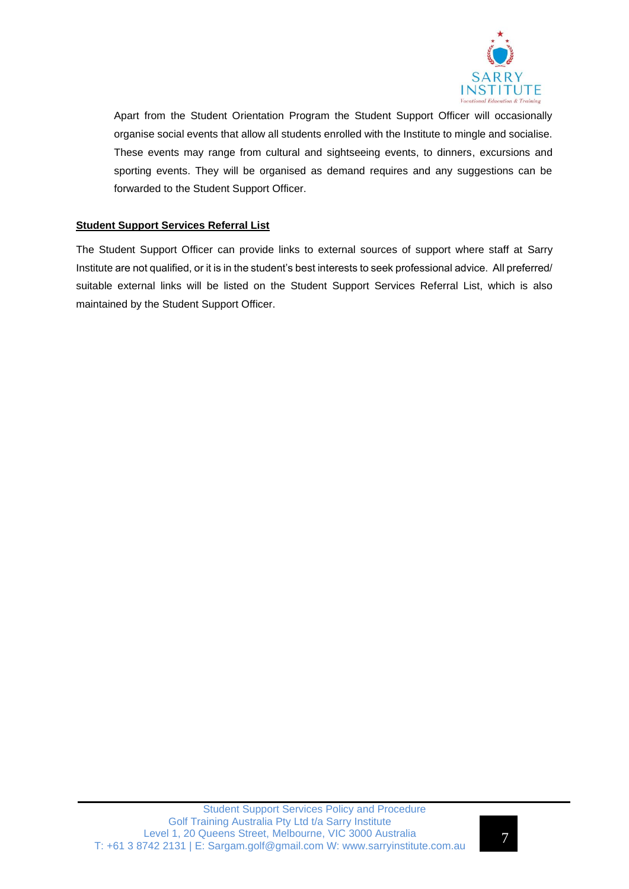Apart from the Student Orientation Program the Student Support Officer will occasionally organise social events that allow all students enrolled with the Institute to mingle and socialise. These events may range from cultural and sightseeing events, to dinners, excursions and sporting events. They will be organised as demand requires and any suggestions can be forwarded to the Student Support Officer.

## Student Support Services Referral List

The Student Support Officer can provide links to external sources of support where staff at Sarry Institute are not qualified, or it is in the student's best interests to seek professional advice. All preferred/ suitable external links will be listed on the Student Support Services Referral List, which is also maintained by the Student Support Officer.